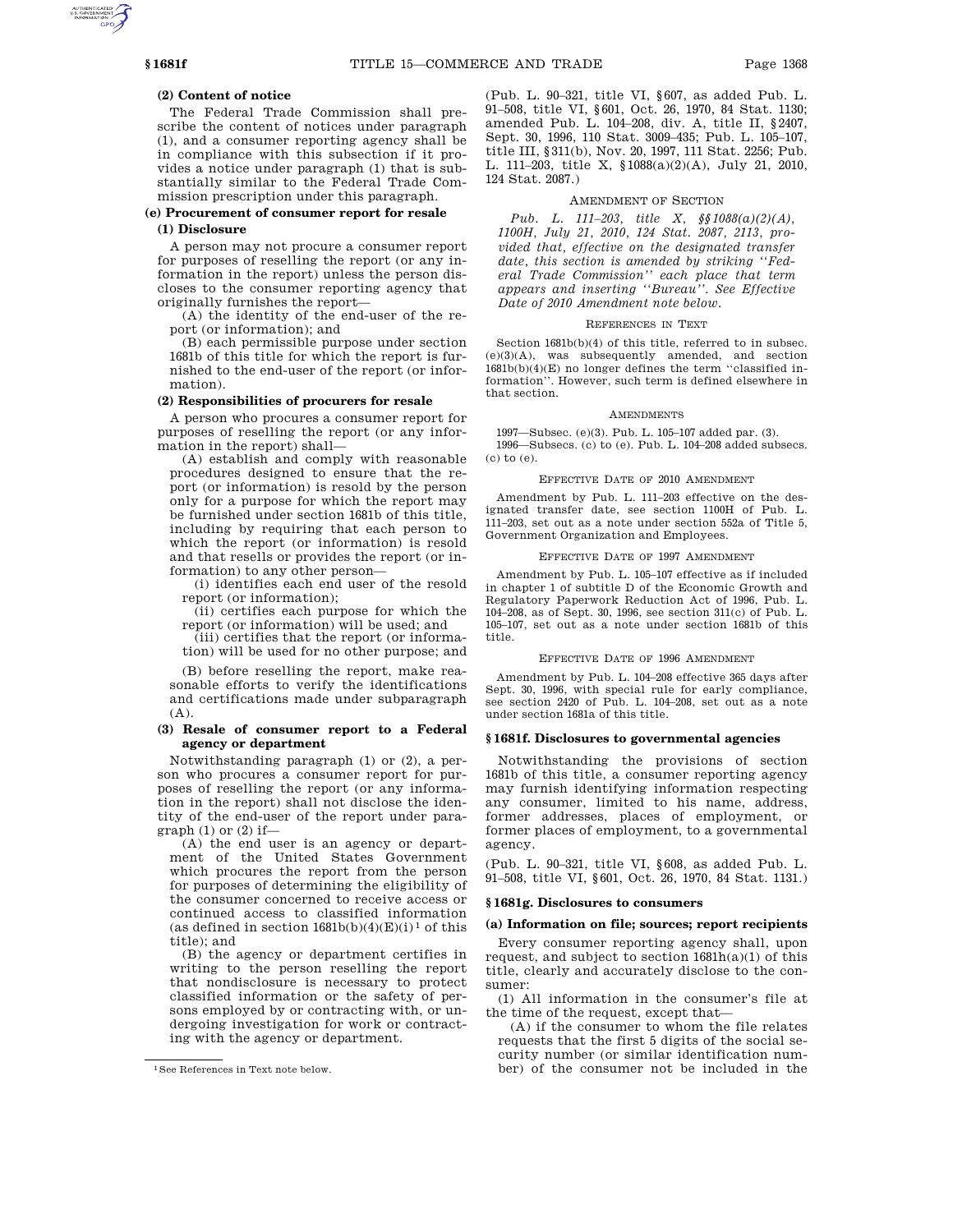**(2) Content of notice**

The Federal Trade Commission shall prescribe the content of notices under paragraph (1), and a consumer reporting agency shall be in compliance with this subsection if it provides a notice under paragraph (1) that is substantially similar to the Federal Trade Commission prescription under this paragraph.

**(e) Procurement of consumer report for resale**

**(1) Disclosure**

A person may not procure a consumer report for purposes of reselling the report (or any information in the report) unless the person discloses to the consumer reporting agency that originally furnishes the report—

(A) the identity of the end-user of the report (or information); and

(B) each permissible purpose under section 1681b of this title for which the report is furnished to the end-user of the report (or information).

**(2) Responsibilities of procurers for resale**

A person who procures a consumer report for purposes of reselling the report (or any information in the report) shall—

(A) establish and comply with reasonable procedures designed to ensure that the report (or information) is resold by the person only for a purpose for which the report may be furnished under section 1681b of this title, including by requiring that each person to which the report (or information) is resold and that resells or provides the report (or information) to any other person—

(i) identifies each end user of the resold report (or information);

(ii) certifies each purpose for which the report (or information) will be used; and

(iii) certifies that the report (or information) will be used for no other purpose; and

(B) before reselling the report, make reasonable efforts to verify the identifications and certifications made under subparagraph (A).

**(3) Resale of consumer report to a Federal agency or department**

Notwithstanding paragraph (1) or (2), a person who procures a consumer report for purposes of reselling the report (or any information in the report) shall not disclose the identity of the end-user of the report under paragraph (1) or (2) if—

(A) the end user is an agency or department of the United States Government which procures the report from the person for purposes of determining the eligibility of the consumer concerned to receive access or continued access to classified information (as defined in section 1681b(b)(4)(E)(i)[1] of this title); and

(B) the agency or department certifies in writing to the person reselling the report that nondisclosure is necessary to protect classified information or the safety of persons employed by or contracting with, or undergoing investigation for work or contracting with the agency or department.

[1] See References in Text note below.

(Pub. L. 90–321, title VI, §607, as added Pub. L. 91–508, title VI, §601, Oct. 26, 1970, 84 Stat. 1130; amended Pub. L. 104–208, div. A, title II, §2407, Sept. 30, 1996, 110 Stat. 3009–435; Pub. L. 105–107, title III, §311(b), Nov. 20, 1997, 111 Stat. 2256; Pub. L. 111–203, title X, §1088(a)(2)(A), July 21, 2010, 124 Stat. 2087.)

AMENDMENT OF SECTION

*Pub. L. 111–203, title X, §§1088(a)(2)(A), 1100H, July 21, 2010, 124 Stat. 2087, 2113, provided that, effective on the designated transfer date, this section is amended by striking ''Federal Trade Commission'' each place that term appears and inserting ''Bureau''. See Effective Date of 2010 Amendment note below.*

REFERENCES IN TEXT

Section 1681b(b)(4) of this title, referred to in subsec. (e)(3)(A), was subsequently amended, and section 1681b(b)(4)(E) no longer defines the term ''classified information''. However, such term is defined elsewhere in that section.

AMENDMENTS

1997—Subsec. (e)(3). Pub. L. 105–107 added par. (3).

1996—Subsecs. (c) to (e). Pub. L. 104–208 added subsecs. (c) to (e).

EFFECTIVE DATE OF 2010 AMENDMENT

Amendment by Pub. L. 111–203 effective on the designated transfer date, see section 1100H of Pub. L. 111–203, set out as a note under section 552a of Title 5, Government Organization and Employees.

EFFECTIVE DATE OF 1997 AMENDMENT

Amendment by Pub. L. 105–107 effective as if included in chapter 1 of subtitle D of the Economic Growth and Regulatory Paperwork Reduction Act of 1996, Pub. L. 104–208, as of Sept. 30, 1996, see section 311(c) of Pub. L. 105–107, set out as a note under section 1681b of this title.

EFFECTIVE DATE OF 1996 AMENDMENT

Amendment by Pub. L. 104–208 effective 365 days after Sept. 30, 1996, with special rule for early compliance, see section 2420 of Pub. L. 104–208, set out as a note under section 1681a of this title.

## §1681f. Disclosures to governmental agencies

Notwithstanding the provisions of section 1681b of this title, a consumer reporting agency may furnish identifying information respecting any consumer, limited to his name, address, former addresses, places of employment, or former places of employment, to a governmental agency.

(Pub. L. 90–321, title VI, §608, as added Pub. L. 91–508, title VI, §601, Oct. 26, 1970, 84 Stat. 1131.)

## §1681g. Disclosures to consumers

**(a) Information on file; sources; report recipients**

Every consumer reporting agency shall, upon request, and subject to section 1681h(a)(1) of this title, clearly and accurately disclose to the consumer:

(1) All information in the consumer's file at the time of the request, except that—

(A) if the consumer to whom the file relates requests that the first 5 digits of the social security number (or similar identification number) of the consumer not be included in the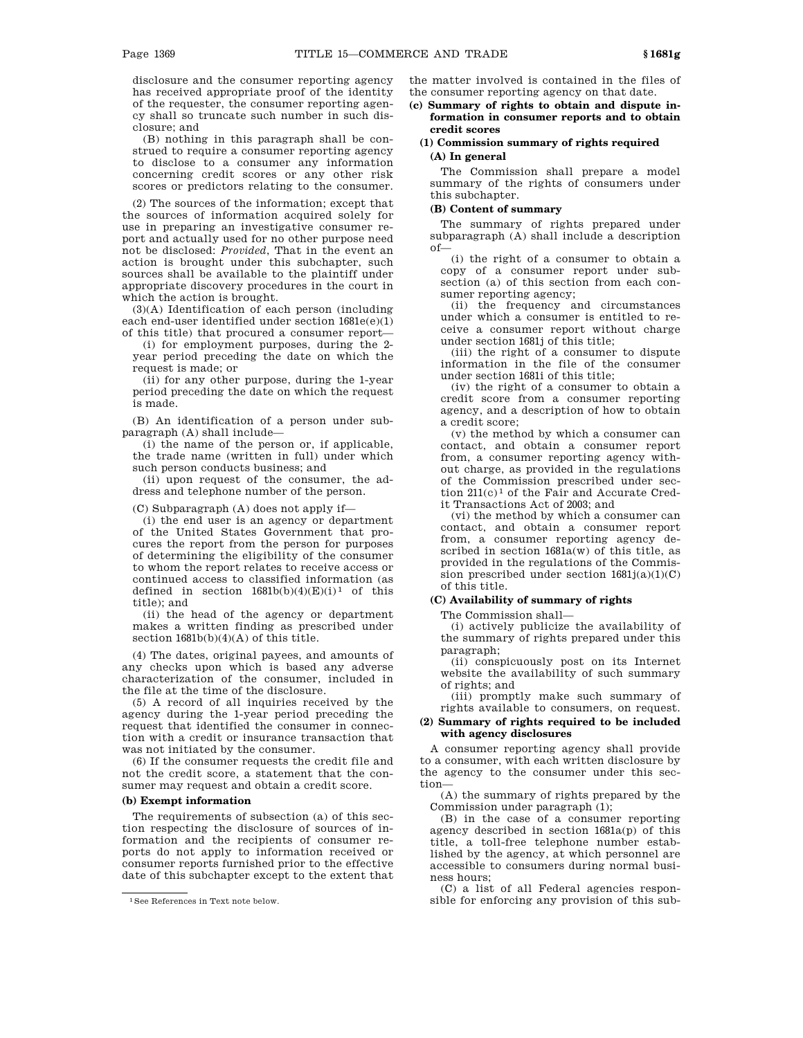disclosure and the consumer reporting agency has received appropriate proof of the identity of the requester, the consumer reporting agency shall so truncate such number in such disclosure; and

(B) nothing in this paragraph shall be construed to require a consumer reporting agency to disclose to a consumer any information concerning credit scores or any other risk scores or predictors relating to the consumer.

(2) The sources of the information; except that the sources of information acquired solely for use in preparing an investigative consumer report and actually used for no other purpose need not be disclosed: *Provided*, That in the event an action is brought under this subchapter, such sources shall be available to the plaintiff under appropriate discovery procedures in the court in which the action is brought.

(3)(A) Identification of each person (including each end-user identified under section 1681e(e)(1) of this title) that procured a consumer report—

(i) for employment purposes, during the 2-year period preceding the date on which the request is made; or

(ii) for any other purpose, during the 1-year period preceding the date on which the request is made.

(B) An identification of a person under subparagraph (A) shall include—

(i) the name of the person or, if applicable, the trade name (written in full) under which such person conducts business; and

(ii) upon request of the consumer, the address and telephone number of the person.

(C) Subparagraph (A) does not apply if—

(i) the end user is an agency or department of the United States Government that procures the report from the person for purposes of determining the eligibility of the consumer to whom the report relates to receive access or continued access to classified information (as defined in section 1681b(b)(4)(E)(i)[1] of this title); and

(ii) the head of the agency or department makes a written finding as prescribed under section 1681b(b)(4)(A) of this title.

(4) The dates, original payees, and amounts of any checks upon which is based any adverse characterization of the consumer, included in the file at the time of the disclosure.

(5) A record of all inquiries received by the agency during the 1-year period preceding the request that identified the consumer in connection with a credit or insurance transaction that was not initiated by the consumer.

(6) If the consumer requests the credit file and not the credit score, a statement that the consumer may request and obtain a credit score.

**(b) Exempt information**

The requirements of subsection (a) of this section respecting the disclosure of sources of information and the recipients of consumer reports do not apply to information received or consumer reports furnished prior to the effective date of this subchapter except to the extent that the matter involved is contained in the files of the consumer reporting agency on that date.

**(c) Summary of rights to obtain and dispute information in consumer reports and to obtain credit scores**

**(1) Commission summary of rights required**

**(A) In general**

The Commission shall prepare a model summary of the rights of consumers under this subchapter.

**(B) Content of summary**

The summary of rights prepared under subparagraph (A) shall include a description of—

(i) the right of a consumer to obtain a copy of a consumer report under subsection (a) of this section from each consumer reporting agency;

(ii) the frequency and circumstances under which a consumer is entitled to receive a consumer report without charge under section 1681j of this title;

(iii) the right of a consumer to dispute information in the file of the consumer under section 1681i of this title;

(iv) the right of a consumer to obtain a credit score from a consumer reporting agency, and a description of how to obtain a credit score;

(v) the method by which a consumer can contact, and obtain a consumer report from, a consumer reporting agency without charge, as provided in the regulations of the Commission prescribed under section 211(c)[1] of the Fair and Accurate Credit Transactions Act of 2003; and

(vi) the method by which a consumer can contact, and obtain a consumer report from, a consumer reporting agency described in section 1681a(w) of this title, as provided in the regulations of the Commission prescribed under section 1681j(a)(1)(C) of this title.

**(C) Availability of summary of rights**

The Commission shall—

(i) actively publicize the availability of the summary of rights prepared under this paragraph;

(ii) conspicuously post on its Internet website the availability of such summary of rights; and

(iii) promptly make such summary of rights available to consumers, on request.

**(2) Summary of rights required to be included with agency disclosures**

A consumer reporting agency shall provide to a consumer, with each written disclosure by the agency to the consumer under this section—

(A) the summary of rights prepared by the Commission under paragraph (1);

(B) in the case of a consumer reporting agency described in section 1681a(p) of this title, a toll-free telephone number established by the agency, at which personnel are accessible to consumers during normal business hours;

(C) a list of all Federal agencies responsible for enforcing any provision of this sub-

---

[1] See References in Text note below.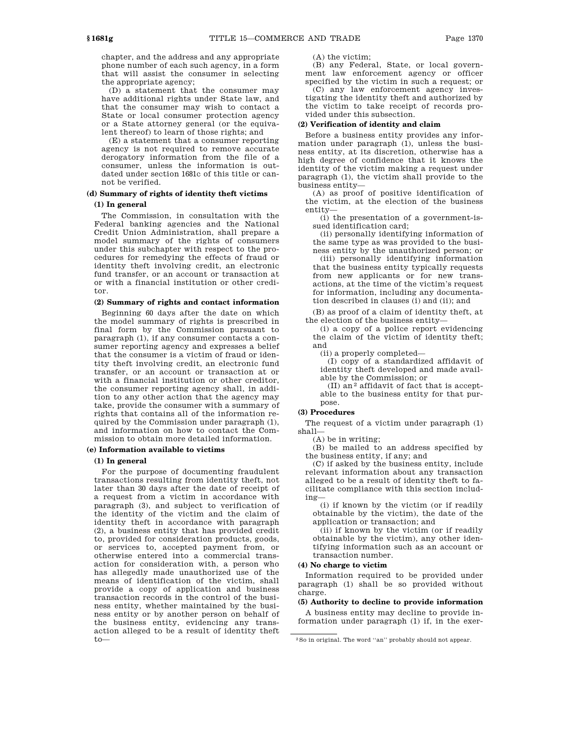chapter, and the address and any appropriate phone number of each such agency, in a form that will assist the consumer in selecting the appropriate agency;

(D) a statement that the consumer may have additional rights under State law, and that the consumer may wish to contact a State or local consumer protection agency or a State attorney general (or the equivalent thereof) to learn of those rights; and

(E) a statement that a consumer reporting agency is not required to remove accurate derogatory information from the file of a consumer, unless the information is outdated under section 1681c of this title or cannot be verified.

#### (d) Summary of rights of identity theft victims

##### (1) In general

The Commission, in consultation with the Federal banking agencies and the National Credit Union Administration, shall prepare a model summary of the rights of consumers under this subchapter with respect to the procedures for remedying the effects of fraud or identity theft involving credit, an electronic fund transfer, or an account or transaction at or with a financial institution or other creditor.

##### (2) Summary of rights and contact information

Beginning 60 days after the date on which the model summary of rights is prescribed in final form by the Commission pursuant to paragraph (1), if any consumer contacts a consumer reporting agency and expresses a belief that the consumer is a victim of fraud or identity theft involving credit, an electronic fund transfer, or an account or transaction at or with a financial institution or other creditor, the consumer reporting agency shall, in addition to any other action that the agency may take, provide the consumer with a summary of rights that contains all of the information required by the Commission under paragraph (1), and information on how to contact the Commission to obtain more detailed information.

#### (e) Information available to victims

##### (1) In general

For the purpose of documenting fraudulent transactions resulting from identity theft, not later than 30 days after the date of receipt of a request from a victim in accordance with paragraph (3), and subject to verification of the identity of the victim and the claim of identity theft in accordance with paragraph (2), a business entity that has provided credit to, provided for consideration products, goods, or services to, accepted payment from, or otherwise entered into a commercial transaction for consideration with, a person who has allegedly made unauthorized use of the means of identification of the victim, shall provide a copy of application and business transaction records in the control of the business entity, whether maintained by the business entity or by another person on behalf of the business entity, evidencing any transaction alleged to be a result of identity theft to—

(A) the victim;

(B) any Federal, State, or local government law enforcement agency or officer specified by the victim in such a request; or

(C) any law enforcement agency investigating the identity theft and authorized by the victim to take receipt of records provided under this subsection.

##### (2) Verification of identity and claim

Before a business entity provides any information under paragraph (1), unless the business entity, at its discretion, otherwise has a high degree of confidence that it knows the identity of the victim making a request under paragraph (1), the victim shall provide to the business entity—

(A) as proof of positive identification of the victim, at the election of the business entity—

(i) the presentation of a government-issued identification card;

(ii) personally identifying information of the same type as was provided to the business entity by the unauthorized person; or

(iii) personally identifying information that the business entity typically requests from new applicants or for new transactions, at the time of the victim's request for information, including any documentation described in clauses (i) and (ii); and

(B) as proof of a claim of identity theft, at the election of the business entity—

(i) a copy of a police report evidencing the claim of the victim of identity theft; and

(ii) a properly completed—

(I) copy of a standardized affidavit of identity theft developed and made available by the Commission; or

(II) an[2] affidavit of fact that is acceptable to the business entity for that purpose.

##### (3) Procedures

The request of a victim under paragraph (1) shall—

(A) be in writing;

(B) be mailed to an address specified by the business entity, if any; and

(C) if asked by the business entity, include relevant information about any transaction alleged to be a result of identity theft to facilitate compliance with this section including—

(i) if known by the victim (or if readily obtainable by the victim), the date of the application or transaction; and

(ii) if known by the victim (or if readily obtainable by the victim), any other identifying information such as an account or transaction number.

##### (4) No charge to victim

Information required to be provided under paragraph (1) shall be so provided without charge.

##### (5) Authority to decline to provide information

A business entity may decline to provide information under paragraph (1) if, in the exer-

[2] So in original. The word "an" probably should not appear.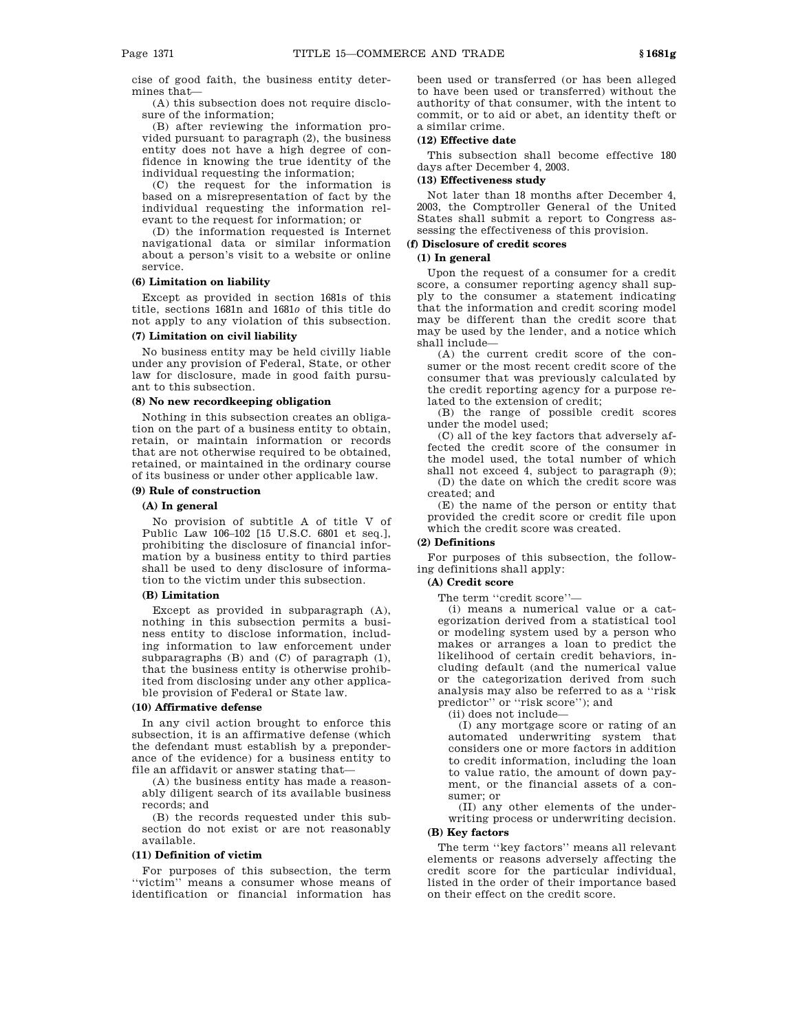cise of good faith, the business entity determines that—

(A) this subsection does not require disclosure of the information;

(B) after reviewing the information provided pursuant to paragraph (2), the business entity does not have a high degree of confidence in knowing the true identity of the individual requesting the information;

(C) the request for the information is based on a misrepresentation of fact by the individual requesting the information relevant to the request for information; or

(D) the information requested is Internet navigational data or similar information about a person's visit to a website or online service.

**(6) Limitation on liability**

Except as provided in section 1681s of this title, sections 1681n and 1681*o* of this title do not apply to any violation of this subsection.

**(7) Limitation on civil liability**

No business entity may be held civilly liable under any provision of Federal, State, or other law for disclosure, made in good faith pursuant to this subsection.

**(8) No new recordkeeping obligation**

Nothing in this subsection creates an obligation on the part of a business entity to obtain, retain, or maintain information or records that are not otherwise required to be obtained, retained, or maintained in the ordinary course of its business or under other applicable law.

**(9) Rule of construction**

**(A) In general**

No provision of subtitle A of title V of Public Law 106–102 [15 U.S.C. 6801 et seq.], prohibiting the disclosure of financial information by a business entity to third parties shall be used to deny disclosure of information to the victim under this subsection.

**(B) Limitation**

Except as provided in subparagraph (A), nothing in this subsection permits a business entity to disclose information, including information to law enforcement under subparagraphs (B) and (C) of paragraph (1), that the business entity is otherwise prohibited from disclosing under any other applicable provision of Federal or State law.

**(10) Affirmative defense**

In any civil action brought to enforce this subsection, it is an affirmative defense (which the defendant must establish by a preponderance of the evidence) for a business entity to file an affidavit or answer stating that—

(A) the business entity has made a reasonably diligent search of its available business records; and

(B) the records requested under this subsection do not exist or are not reasonably available.

**(11) Definition of victim**

For purposes of this subsection, the term ''victim'' means a consumer whose means of identification or financial information has been used or transferred (or has been alleged to have been used or transferred) without the authority of that consumer, with the intent to commit, or to aid or abet, an identity theft or a similar crime.

**(12) Effective date**

This subsection shall become effective 180 days after December 4, 2003.

**(13) Effectiveness study**

Not later than 18 months after December 4, 2003, the Comptroller General of the United States shall submit a report to Congress assessing the effectiveness of this provision.

**(f) Disclosure of credit scores**

**(1) In general**

Upon the request of a consumer for a credit score, a consumer reporting agency shall supply to the consumer a statement indicating that the information and credit scoring model may be different than the credit score that may be used by the lender, and a notice which shall include—

(A) the current credit score of the consumer or the most recent credit score of the consumer that was previously calculated by the credit reporting agency for a purpose related to the extension of credit;

(B) the range of possible credit scores under the model used;

(C) all of the key factors that adversely affected the credit score of the consumer in the model used, the total number of which shall not exceed 4, subject to paragraph (9);

(D) the date on which the credit score was created; and

(E) the name of the person or entity that provided the credit score or credit file upon which the credit score was created.

**(2) Definitions**

For purposes of this subsection, the following definitions shall apply:

**(A) Credit score**

The term ''credit score''—

(i) means a numerical value or a categorization derived from a statistical tool or modeling system used by a person who makes or arranges a loan to predict the likelihood of certain credit behaviors, including default (and the numerical value or the categorization derived from such analysis may also be referred to as a ''risk predictor'' or ''risk score''); and

(ii) does not include—

(I) any mortgage score or rating of an automated underwriting system that considers one or more factors in addition to credit information, including the loan to value ratio, the amount of down payment, or the financial assets of a consumer; or

(II) any other elements of the underwriting process or underwriting decision.

**(B) Key factors**

The term ''key factors'' means all relevant elements or reasons adversely affecting the credit score for the particular individual, listed in the order of their importance based on their effect on the credit score.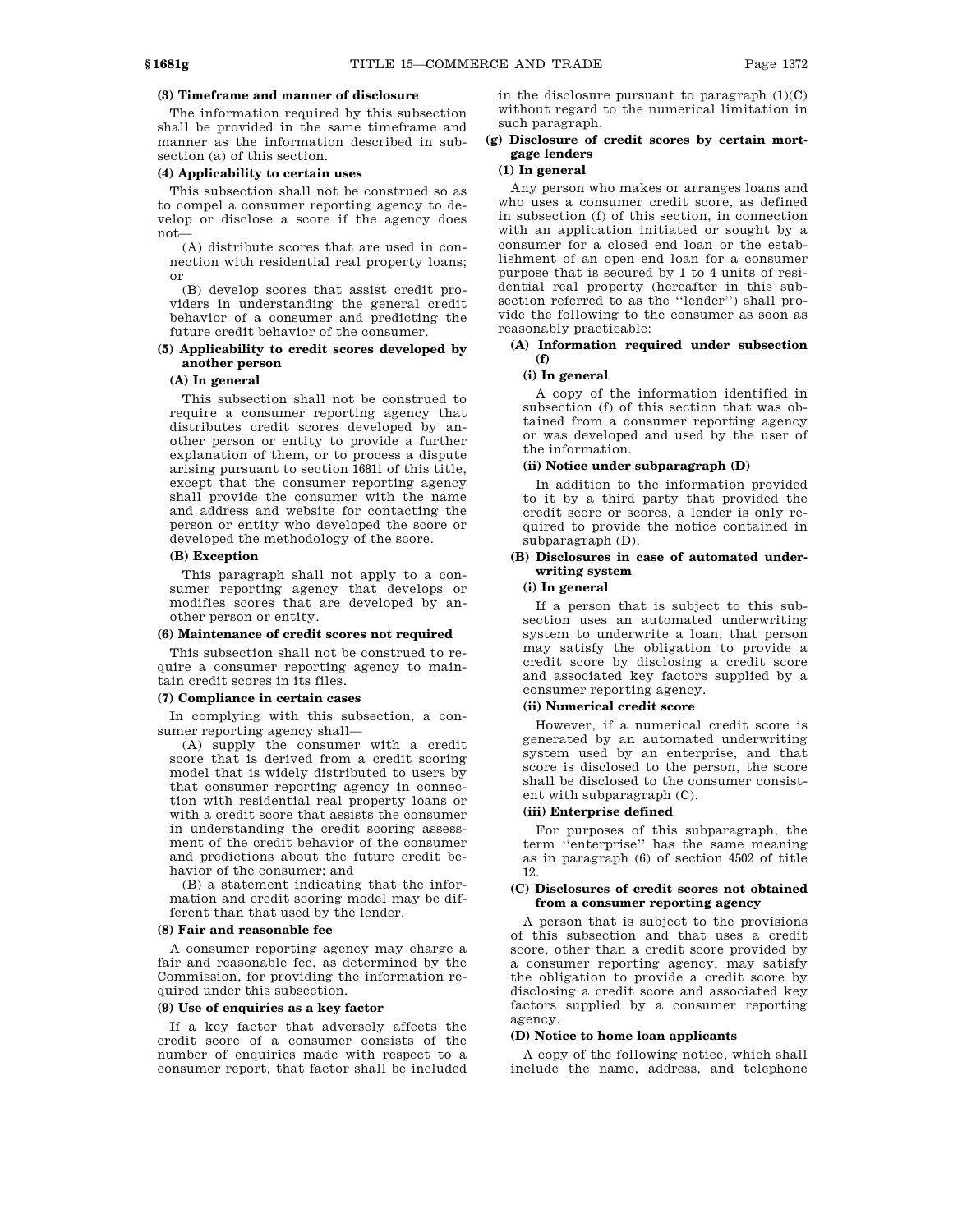#### (3) Timeframe and manner of disclosure

The information required by this subsection shall be provided in the same timeframe and manner as the information described in subsection (a) of this section.

#### (4) Applicability to certain uses

This subsection shall not be construed so as to compel a consumer reporting agency to develop or disclose a score if the agency does not—

(A) distribute scores that are used in connection with residential real property loans; or

(B) develop scores that assist credit providers in understanding the general credit behavior of a consumer and predicting the future credit behavior of the consumer.

#### (5) Applicability to credit scores developed by another person

##### (A) In general

This subsection shall not be construed to require a consumer reporting agency that distributes credit scores developed by another person or entity to provide a further explanation of them, or to process a dispute arising pursuant to section 1681i of this title, except that the consumer reporting agency shall provide the consumer with the name and address and website for contacting the person or entity who developed the score or developed the methodology of the score.

##### (B) Exception

This paragraph shall not apply to a consumer reporting agency that develops or modifies scores that are developed by another person or entity.

#### (6) Maintenance of credit scores not required

This subsection shall not be construed to require a consumer reporting agency to maintain credit scores in its files.

#### (7) Compliance in certain cases

In complying with this subsection, a consumer reporting agency shall—

(A) supply the consumer with a credit score that is derived from a credit scoring model that is widely distributed to users by that consumer reporting agency in connection with residential real property loans or with a credit score that assists the consumer in understanding the credit scoring assessment of the credit behavior of the consumer and predictions about the future credit behavior of the consumer; and

(B) a statement indicating that the information and credit scoring model may be different than that used by the lender.

#### (8) Fair and reasonable fee

A consumer reporting agency may charge a fair and reasonable fee, as determined by the Commission, for providing the information required under this subsection.

#### (9) Use of enquiries as a key factor

If a key factor that adversely affects the credit score of a consumer consists of the number of enquiries made with respect to a consumer report, that factor shall be included in the disclosure pursuant to paragraph (1)(C) without regard to the numerical limitation in such paragraph.

### (g) Disclosure of credit scores by certain mortgage lenders

#### (1) In general

Any person who makes or arranges loans and who uses a consumer credit score, as defined in subsection (f) of this section, in connection with an application initiated or sought by a consumer for a closed end loan or the establishment of an open end loan for a consumer purpose that is secured by 1 to 4 units of residential real property (hereafter in this subsection referred to as the "lender") shall provide the following to the consumer as soon as reasonably practicable:

##### (A) Information required under subsection (f)

###### (i) In general

A copy of the information identified in subsection (f) of this section that was obtained from a consumer reporting agency or was developed and used by the user of the information.

###### (ii) Notice under subparagraph (D)

In addition to the information provided to it by a third party that provided the credit score or scores, a lender is only required to provide the notice contained in subparagraph (D).

##### (B) Disclosures in case of automated underwriting system

###### (i) In general

If a person that is subject to this subsection uses an automated underwriting system to underwrite a loan, that person may satisfy the obligation to provide a credit score by disclosing a credit score and associated key factors supplied by a consumer reporting agency.

###### (ii) Numerical credit score

However, if a numerical credit score is generated by an automated underwriting system used by an enterprise, and that score is disclosed to the person, the score shall be disclosed to the consumer consistent with subparagraph (C).

###### (iii) Enterprise defined

For purposes of this subparagraph, the term "enterprise" has the same meaning as in paragraph (6) of section 4502 of title 12.

##### (C) Disclosures of credit scores not obtained from a consumer reporting agency

A person that is subject to the provisions of this subsection and that uses a credit score, other than a credit score provided by a consumer reporting agency, may satisfy the obligation to provide a credit score by disclosing a credit score and associated key factors supplied by a consumer reporting agency.

##### (D) Notice to home loan applicants

A copy of the following notice, which shall include the name, address, and telephone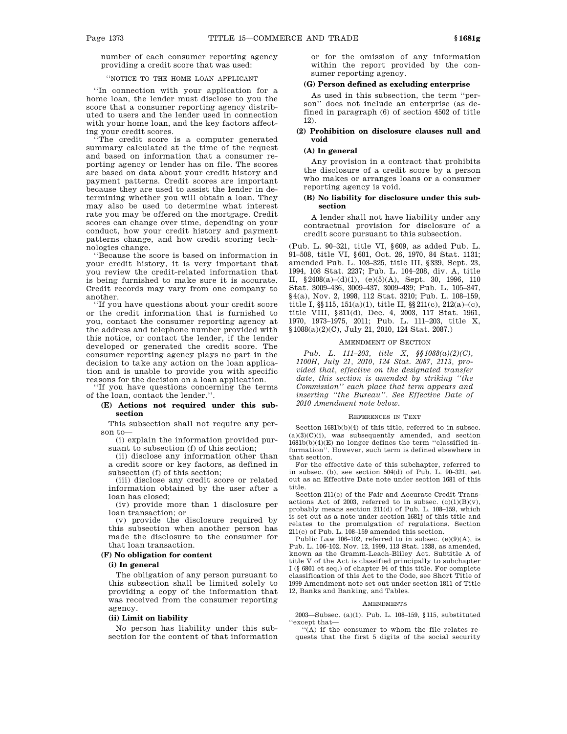number of each consumer reporting agency providing a credit score that was used:

''NOTICE TO THE HOME LOAN APPLICANT

''In connection with your application for a home loan, the lender must disclose to you the score that a consumer reporting agency distributed to users and the lender used in connection with your home loan, and the key factors affecting your credit scores.

''The credit score is a computer generated summary calculated at the time of the request and based on information that a consumer reporting agency or lender has on file. The scores are based on data about your credit history and payment patterns. Credit scores are important because they are used to assist the lender in determining whether you will obtain a loan. They may also be used to determine what interest rate you may be offered on the mortgage. Credit scores can change over time, depending on your conduct, how your credit history and payment patterns change, and how credit scoring technologies change.

''Because the score is based on information in your credit history, it is very important that you review the credit-related information that is being furnished to make sure it is accurate. Credit records may vary from one company to another.

''If you have questions about your credit score or the credit information that is furnished to you, contact the consumer reporting agency at the address and telephone number provided with this notice, or contact the lender, if the lender developed or generated the credit score. The consumer reporting agency plays no part in the decision to take any action on the loan application and is unable to provide you with specific reasons for the decision on a loan application.

''If you have questions concerning the terms of the loan, contact the lender.''.

**(E) Actions not required under this subsection**

This subsection shall not require any person to—

(i) explain the information provided pursuant to subsection (f) of this section;

(ii) disclose any information other than a credit score or key factors, as defined in subsection (f) of this section;

(iii) disclose any credit score or related information obtained by the user after a loan has closed;

(iv) provide more than 1 disclosure per loan transaction; or

(v) provide the disclosure required by this subsection when another person has made the disclosure to the consumer for that loan transaction.

**(F) No obligation for content**

**(i) In general**

The obligation of any person pursuant to this subsection shall be limited solely to providing a copy of the information that was received from the consumer reporting agency.

**(ii) Limit on liability**

No person has liability under this subsection for the content of that information or for the omission of any information within the report provided by the consumer reporting agency.

**(G) Person defined as excluding enterprise**

As used in this subsection, the term ''person'' does not include an enterprise (as defined in paragraph (6) of section 4502 of title 12).

**(2) Prohibition on disclosure clauses null and void**

**(A) In general**

Any provision in a contract that prohibits the disclosure of a credit score by a person who makes or arranges loans or a consumer reporting agency is void.

**(B) No liability for disclosure under this subsection**

A lender shall not have liability under any contractual provision for disclosure of a credit score pursuant to this subsection.

(Pub. L. 90–321, title VI, §609, as added Pub. L. 91–508, title VI, §601, Oct. 26, 1970, 84 Stat. 1131; amended Pub. L. 103–325, title III, §339, Sept. 23, 1994, 108 Stat. 2237; Pub. L. 104–208, div. A, title II, §2408(a)–(d)(1), (e)(5)(A), Sept. 30, 1996, 110 Stat. 3009–436, 3009–437, 3009–439; Pub. L. 105–347, §4(a), Nov. 2, 1998, 112 Stat. 3210; Pub. L. 108–159, title I, §§115, 151(a)(1), title II, §§211(c), 212(a)–(c), title VIII, §811(d), Dec. 4, 2003, 117 Stat. 1961, 1970, 1973–1975, 2011; Pub. L. 111–203, title X, §1088(a)(2)(C), July 21, 2010, 124 Stat. 2087.)

AMENDMENT OF SECTION

*Pub. L. 111–203, title X, §§1088(a)(2)(C), 1100H, July 21, 2010, 124 Stat. 2087, 2113, provided that, effective on the designated transfer date, this section is amended by striking ''the Commission'' each place that term appears and inserting ''the Bureau''. See Effective Date of 2010 Amendment note below.*

REFERENCES IN TEXT

Section 1681b(b)(4) of this title, referred to in subsec. (a)(3)(C)(i), was subsequently amended, and section 1681b(b)(4)(E) no longer defines the term ''classified information''. However, such term is defined elsewhere in that section.

For the effective date of this subchapter, referred to in subsec. (b), see section 504(d) of Pub. L. 90–321, set out as an Effective Date note under section 1681 of this title.

Section 211(c) of the Fair and Accurate Credit Transactions Act of 2003, referred to in subsec. (c)(1)(B)(v), probably means section 211(d) of Pub. L. 108–159, which is set out as a note under section 1681j of this title and relates to the promulgation of regulations. Section 211(c) of Pub. L. 108–159 amended this section.

Public Law 106–102, referred to in subsec. (e)(9)(A), is Pub. L. 106–102, Nov. 12, 1999, 113 Stat. 1338, as amended, known as the Gramm-Leach-Bliley Act. Subtitle A of title V of the Act is classified principally to subchapter I (§6801 et seq.) of chapter 94 of this title. For complete classification of this Act to the Code, see Short Title of 1999 Amendment note set out under section 1811 of Title 12, Banks and Banking, and Tables.

AMENDMENTS

2003—Subsec. (a)(1). Pub. L. 108–159, §115, substituted ''except that—

''(A) if the consumer to whom the file relates requests that the first 5 digits of the social security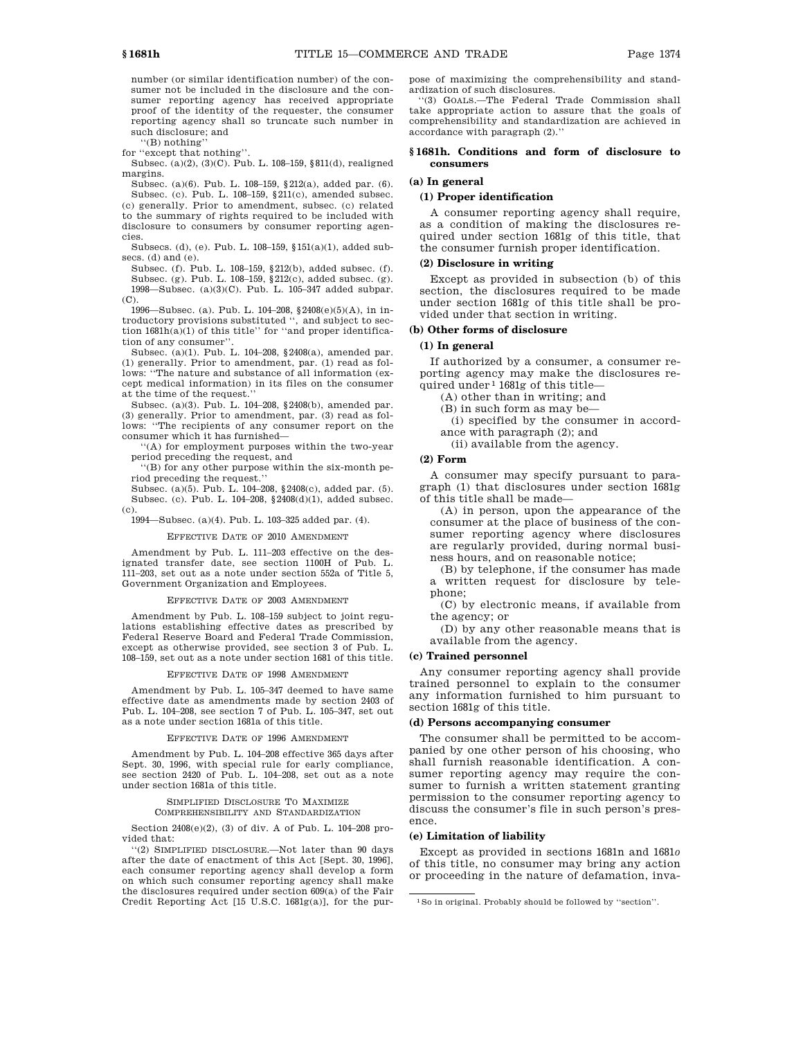number (or similar identification number) of the consumer not be included in the disclosure and the consumer reporting agency has received appropriate proof of the identity of the requester, the consumer reporting agency shall so truncate such number in such disclosure; and

"(B) nothing"

for "except that nothing".

Subsec. (a)(2), (3)(C). Pub. L. 108–159, §811(d), realigned margins.

Subsec. (a)(6). Pub. L. 108–159, §212(a), added par. (6).

Subsec. (c). Pub. L. 108–159, §211(c), amended subsec. (c) generally. Prior to amendment, subsec. (c) related to the summary of rights required to be included with disclosure to consumers by consumer reporting agencies.

Subsecs. (d), (e). Pub. L. 108–159, §151(a)(1), added subsecs. (d) and (e).

Subsec. (f). Pub. L. 108–159, §212(b), added subsec. (f).

Subsec. (g). Pub. L. 108–159, §212(c), added subsec. (g).

1998—Subsec. (a)(3)(C). Pub. L. 105–347 added subpar. (C).

1996—Subsec. (a). Pub. L. 104–208, §2408(e)(5)(A), in introductory provisions substituted ", and subject to section 1681h(a)(1) of this title" for "and proper identification of any consumer".

Subsec. (a)(1). Pub. L. 104–208, §2408(a), amended par. (1) generally. Prior to amendment, par. (1) read as follows: "The nature and substance of all information (except medical information) in its files on the consumer at the time of the request."

Subsec. (a)(3). Pub. L. 104–208, §2408(b), amended par. (3) generally. Prior to amendment, par. (3) read as follows: "The recipients of any consumer report on the consumer which it has furnished—

"(A) for employment purposes within the two-year period preceding the request, and

"(B) for any other purpose within the six-month period preceding the request."

Subsec. (a)(5). Pub. L. 104–208, §2408(c), added par. (5).

Subsec. (c). Pub. L. 104–208, §2408(d)(1), added subsec. (c).

1994—Subsec. (a)(4). Pub. L. 103–325 added par. (4).

EFFECTIVE DATE OF 2010 AMENDMENT

Amendment by Pub. L. 111–203 effective on the designated transfer date, see section 1100H of Pub. L. 111–203, set out as a note under section 552a of Title 5, Government Organization and Employees.

EFFECTIVE DATE OF 2003 AMENDMENT

Amendment by Pub. L. 108–159 subject to joint regulations establishing effective dates as prescribed by Federal Reserve Board and Federal Trade Commission, except as otherwise provided, see section 3 of Pub. L. 108–159, set out as a note under section 1681 of this title.

EFFECTIVE DATE OF 1998 AMENDMENT

Amendment by Pub. L. 105–347 deemed to have same effective date as amendments made by section 2403 of Pub. L. 104–208, see section 7 of Pub. L. 105–347, set out as a note under section 1681a of this title.

EFFECTIVE DATE OF 1996 AMENDMENT

Amendment by Pub. L. 104–208 effective 365 days after Sept. 30, 1996, with special rule for early compliance, see section 2420 of Pub. L. 104–208, set out as a note under section 1681a of this title.

SIMPLIFIED DISCLOSURE TO MAXIMIZE COMPREHENSIBILITY AND STANDARDIZATION

Section 2408(e)(2), (3) of div. A of Pub. L. 104–208 provided that:

"(2) SIMPLIFIED DISCLOSURE.—Not later than 90 days after the date of enactment of this Act [Sept. 30, 1996], each consumer reporting agency shall develop a form on which such consumer reporting agency shall make the disclosures required under section 609(a) of the Fair Credit Reporting Act [15 U.S.C. 1681g(a)], for the purpose of maximizing the comprehensibility and standardization of such disclosures.

"(3) GOALS.—The Federal Trade Commission shall take appropriate action to assure that the goals of comprehensibility and standardization are achieved in accordance with paragraph (2)."

## §1681h. Conditions and form of disclosure to consumers

### (a) In general

#### (1) Proper identification

A consumer reporting agency shall require, as a condition of making the disclosures required under section 1681g of this title, that the consumer furnish proper identification.

#### (2) Disclosure in writing

Except as provided in subsection (b) of this section, the disclosures required to be made under section 1681g of this title shall be provided under that section in writing.

### (b) Other forms of disclosure

#### (1) In general

If authorized by a consumer, a consumer reporting agency may make the disclosures required under[1] 1681g of this title—

(A) other than in writing; and

(B) in such form as may be—

(i) specified by the consumer in accordance with paragraph (2); and

(ii) available from the agency.

#### (2) Form

A consumer may specify pursuant to paragraph (1) that disclosures under section 1681g of this title shall be made—

(A) in person, upon the appearance of the consumer at the place of business of the consumer reporting agency where disclosures are regularly provided, during normal business hours, and on reasonable notice;

(B) by telephone, if the consumer has made a written request for disclosure by telephone;

(C) by electronic means, if available from the agency; or

(D) by any other reasonable means that is available from the agency.

### (c) Trained personnel

Any consumer reporting agency shall provide trained personnel to explain to the consumer any information furnished to him pursuant to section 1681g of this title.

### (d) Persons accompanying consumer

The consumer shall be permitted to be accompanied by one other person of his choosing, who shall furnish reasonable identification. A consumer reporting agency may require the consumer to furnish a written statement granting permission to the consumer reporting agency to discuss the consumer's file in such person's presence.

### (e) Limitation of liability

Except as provided in sections 1681n and 1681*o* of this title, no consumer may bring any action or proceeding in the nature of defamation, inva-

[1] So in original. Probably should be followed by "section".